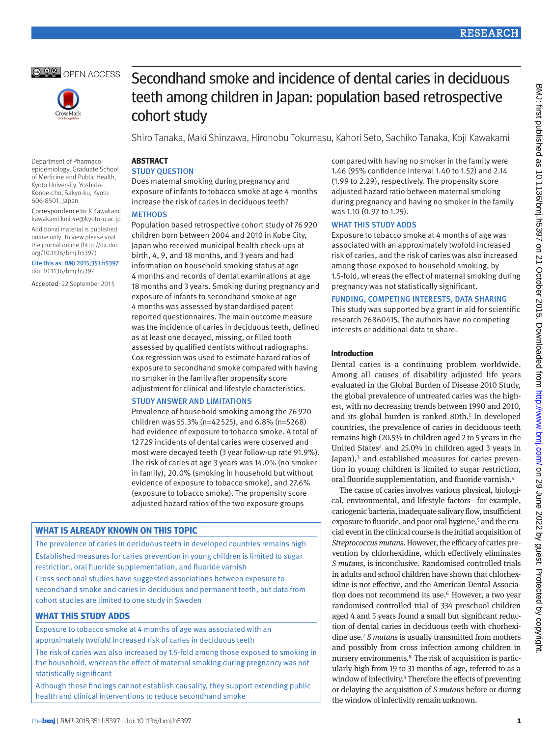# Secondhand smoke and incidence of dental caries in deciduous teeth among children in Japan: population based retrospective cohort study

Shiro Tanaka, Maki Shinzawa, Hironobu Tokumasu, Kahori Seto, Sachiko Tanaka, Koji Kawakami

Department of Pharmacoepidemiology, Graduate School of Medicine and Public Health, Kyoto University, Yoshida-Konoe-cho, Sakyo-ku, Kyoto 606-8501, Japan

Correspondence to: K Kawakami kawakami.koji.4e@kyoto-u.ac.jp

Additional material is published online only. To view please visit the journal online (http://dx.doi.org/10.1136/bmj.h5397)

Cite this as: *BMJ* 2015;351:h5397
doi: 10.1136/bmj.h5397

Accepted: 22 September 2015

## ABSTRACT

### STUDY QUESTION

Does maternal smoking during pregnancy and exposure of infants to tobacco smoke at age 4 months increase the risk of caries in deciduous teeth?

### METHODS

Population based retrospective cohort study of 76 920 children born between 2004 and 2010 in Kobe City, Japan who received municipal health check-ups at birth, 4, 9, and 18 months, and 3 years and had information on household smoking status at age 4 months and records of dental examinations at age 18 months and 3 years. Smoking during pregnancy and exposure of infants to secondhand smoke at age 4 months was assessed by standardised parent reported questionnaires. The main outcome measure was the incidence of caries in deciduous teeth, defined as at least one decayed, missing, or filled tooth assessed by qualified dentists without radiographs. Cox regression was used to estimate hazard ratios of exposure to secondhand smoke compared with having no smoker in the family after propensity score adjustment for clinical and lifestyle characteristics.

### STUDY ANSWER AND LIMITATIONS

Prevalence of household smoking among the 76 920 children was 55.3% (n=42 525), and 6.8% (n=5268) had evidence of exposure to tobacco smoke. A total of 12 729 incidents of dental caries were observed and most were decayed teeth (3 year follow-up rate 91.9%). The risk of caries at age 3 years was 14.0% (no smoker in family), 20.0% (smoking in household but without evidence of exposure to tobacco smoke), and 27.6% (exposure to tobacco smoke). The propensity score adjusted hazard ratios of the two exposure groups compared with having no smoker in the family were 1.46 (95% confidence interval 1.40 to 1.52) and 2.14 (1.99 to 2.29), respectively. The propensity score adjusted hazard ratio between maternal smoking during pregnancy and having no smoker in the family was 1.10 (0.97 to 1.25).

### WHAT THIS STUDY ADDS

Exposure to tobacco smoke at 4 months of age was associated with an approximately twofold increased risk of caries, and the risk of caries was also increased among those exposed to household smoking, by 1.5-fold, whereas the effect of maternal smoking during pregnancy was not statistically significant.

### FUNDING, COMPETING INTERESTS, DATA SHARING

This study was supported by a grant in aid for scientific research 26860415. The authors have no competing interests or additional data to share.

## WHAT IS ALREADY KNOWN ON THIS TOPIC

The prevalence of caries in deciduous teeth in developed countries remains high

Established measures for caries prevention in young children is limited to sugar restriction, oral fluoride supplementation, and fluoride varnish

Cross sectional studies have suggested associations between exposure to secondhand smoke and caries in deciduous and permanent teeth, but data from cohort studies are limited to one study in Sweden

## WHAT THIS STUDY ADDS

Exposure to tobacco smoke at 4 months of age was associated with an approximately twofold increased risk of caries in deciduous teeth

The risk of caries was also increased by 1.5-fold among those exposed to smoking in the household, whereas the effect of maternal smoking during pregnancy was not statistically significant

Although these findings cannot establish causality, they support extending public health and clinical interventions to reduce secondhand smoke

## Introduction

Dental caries is a continuing problem worldwide. Among all causes of disability adjusted life years evaluated in the Global Burden of Disease 2010 Study, the global prevalence of untreated caries was the highest, with no decreasing trends between 1990 and 2010, and its global burden is ranked 80th.[1] In developed countries, the prevalence of caries in deciduous teeth remains high (20.5% in children aged 2 to 5 years in the United States[2] and 25.0% in children aged 3 years in Japan),[3] and established measures for caries prevention in young children is limited to sugar restriction, oral fluoride supplementation, and fluoride varnish.[4]

The cause of caries involves various physical, biological, environmental, and lifestyle factors—for example, cariogenic bacteria, inadequate salivary flow, insufficient exposure to fluoride, and poor oral hygiene,[5] and the crucial event in the clinical course is the initial acquisition of *Streptococcus mutans*. However, the efficacy of caries prevention by chlorhexidine, which effectively eliminates *S mutans*, is inconclusive. Randomised controlled trials in adults and school children have shown that chlorhexidine is not effective, and the American Dental Association does not recommend its use.[6] However, a two year randomised controlled trial of 334 preschool children aged 4 and 5 years found a small but significant reduction of dental caries in deciduous teeth with chorhexidine use.[7] *S mutans* is usually transmitted from mothers and possibly from cross infection among children in nursery environments.[8] The risk of acquisition is particularly high from 19 to 31 months of age, referred to as a window of infectivity.[9] Therefore the effects of preventing or delaying the acquisition of *S mutans* before or during the window of infectivity remain unknown.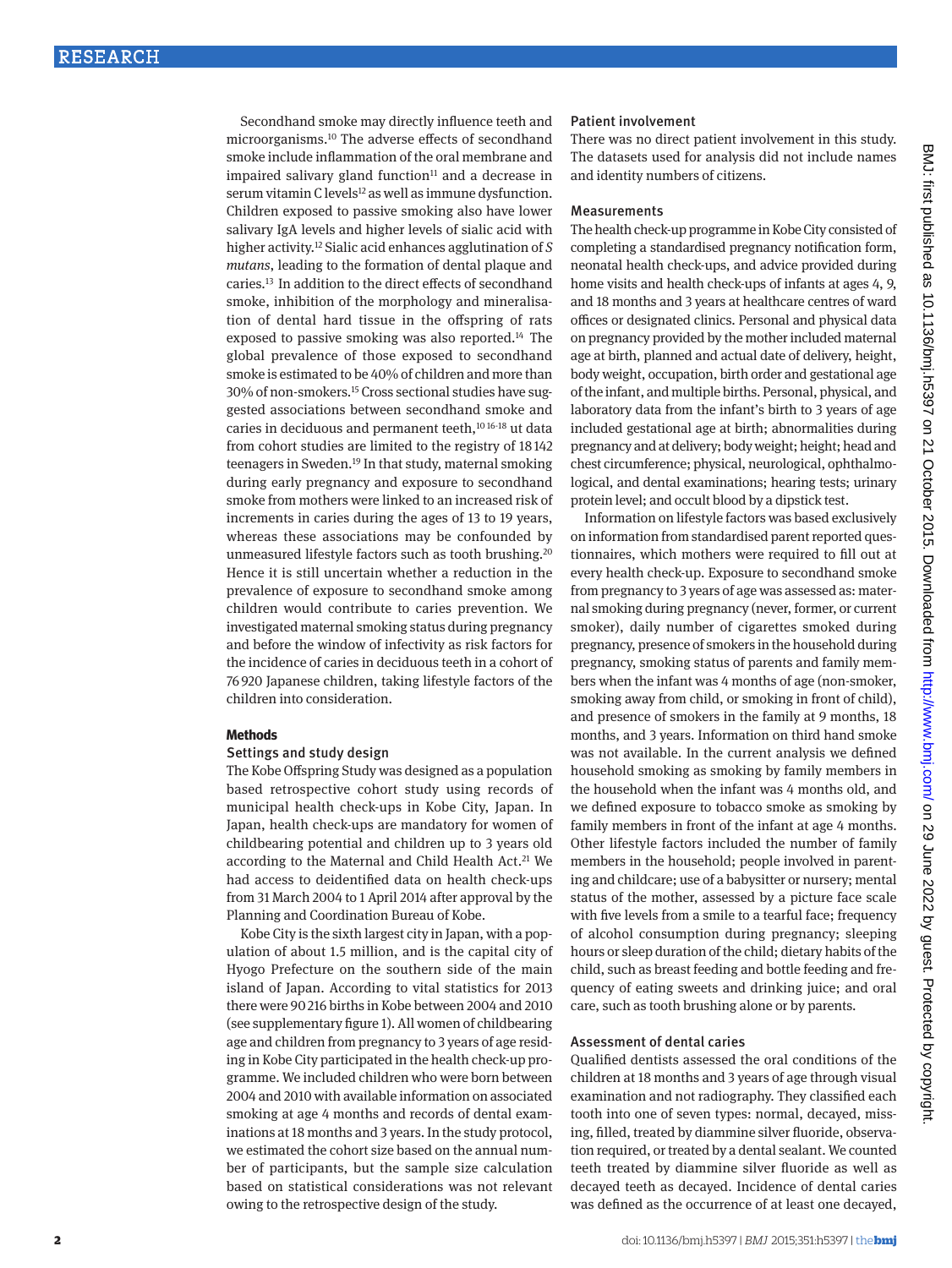Secondhand smoke may directly influence teeth and microorganisms.[10] The adverse effects of secondhand smoke include inflammation of the oral membrane and impaired salivary gland function[11] and a decrease in serum vitamin C levels[12] as well as immune dysfunction. Children exposed to passive smoking also have lower salivary IgA levels and higher levels of sialic acid with higher activity.[12] Sialic acid enhances agglutination of *S mutans*, leading to the formation of dental plaque and caries.[13] In addition to the direct effects of secondhand smoke, inhibition of the morphology and mineralisation of dental hard tissue in the offspring of rats exposed to passive smoking was also reported.[14] The global prevalence of those exposed to secondhand smoke is estimated to be 40% of children and more than 30% of non-smokers.[15] Cross sectional studies have suggested associations between secondhand smoke and caries in deciduous and permanent teeth,[10,16-18] ut data from cohort studies are limited to the registry of 18 142 teenagers in Sweden.[19] In that study, maternal smoking during early pregnancy and exposure to secondhand smoke from mothers were linked to an increased risk of increments in caries during the ages of 13 to 19 years, whereas these associations may be confounded by unmeasured lifestyle factors such as tooth brushing.[20] Hence it is still uncertain whether a reduction in the prevalence of exposure to secondhand smoke among children would contribute to caries prevention. We investigated maternal smoking status during pregnancy and before the window of infectivity as risk factors for the incidence of caries in deciduous teeth in a cohort of 76 920 Japanese children, taking lifestyle factors of the children into consideration.

## Methods

### Settings and study design

The Kobe Offspring Study was designed as a population based retrospective cohort study using records of municipal health check-ups in Kobe City, Japan. In Japan, health check-ups are mandatory for women of childbearing potential and children up to 3 years old according to the Maternal and Child Health Act.[21] We had access to deidentified data on health check-ups from 31 March 2004 to 1 April 2014 after approval by the Planning and Coordination Bureau of Kobe.

Kobe City is the sixth largest city in Japan, with a population of about 1.5 million, and is the capital city of Hyogo Prefecture on the southern side of the main island of Japan. According to vital statistics for 2013 there were 90 216 births in Kobe between 2004 and 2010 (see supplementary figure 1). All women of childbearing age and children from pregnancy to 3 years of age residing in Kobe City participated in the health check-up programme. We included children who were born between 2004 and 2010 with available information on associated smoking at age 4 months and records of dental examinations at 18 months and 3 years. In the study protocol, we estimated the cohort size based on the annual number of participants, but the sample size calculation based on statistical considerations was not relevant owing to the retrospective design of the study.

### Patient involvement

There was no direct patient involvement in this study. The datasets used for analysis did not include names and identity numbers of citizens.

### Measurements

The health check-up programme in Kobe City consisted of completing a standardised pregnancy notification form, neonatal health check-ups, and advice provided during home visits and health check-ups of infants at ages 4, 9, and 18 months and 3 years at healthcare centres of ward offices or designated clinics. Personal and physical data on pregnancy provided by the mother included maternal age at birth, planned and actual date of delivery, height, body weight, occupation, birth order and gestational age of the infant, and multiple births. Personal, physical, and laboratory data from the infant's birth to 3 years of age included gestational age at birth; abnormalities during pregnancy and at delivery; body weight; height; head and chest circumference; physical, neurological, ophthalmological, and dental examinations; hearing tests; urinary protein level; and occult blood by a dipstick test.

Information on lifestyle factors was based exclusively on information from standardised parent reported questionnaires, which mothers were required to fill out at every health check-up. Exposure to secondhand smoke from pregnancy to 3 years of age was assessed as: maternal smoking during pregnancy (never, former, or current smoker), daily number of cigarettes smoked during pregnancy, presence of smokers in the household during pregnancy, smoking status of parents and family members when the infant was 4 months of age (non-smoker, smoking away from child, or smoking in front of child), and presence of smokers in the family at 9 months, 18 months, and 3 years. Information on third hand smoke was not available. In the current analysis we defined household smoking as smoking by family members in the household when the infant was 4 months old, and we defined exposure to tobacco smoke as smoking by family members in front of the infant at age 4 months. Other lifestyle factors included the number of family members in the household; people involved in parenting and childcare; use of a babysitter or nursery; mental status of the mother, assessed by a picture face scale with five levels from a smile to a tearful face; frequency of alcohol consumption during pregnancy; sleeping hours or sleep duration of the child; dietary habits of the child, such as breast feeding and bottle feeding and frequency of eating sweets and drinking juice; and oral care, such as tooth brushing alone or by parents.

### Assessment of dental caries

Qualified dentists assessed the oral conditions of the children at 18 months and 3 years of age through visual examination and not radiography. They classified each tooth into one of seven types: normal, decayed, missing, filled, treated by diammine silver fluoride, observation required, or treated by a dental sealant. We counted teeth treated by diammine silver fluoride as well as decayed teeth as decayed. Incidence of dental caries was defined as the occurrence of at least one decayed,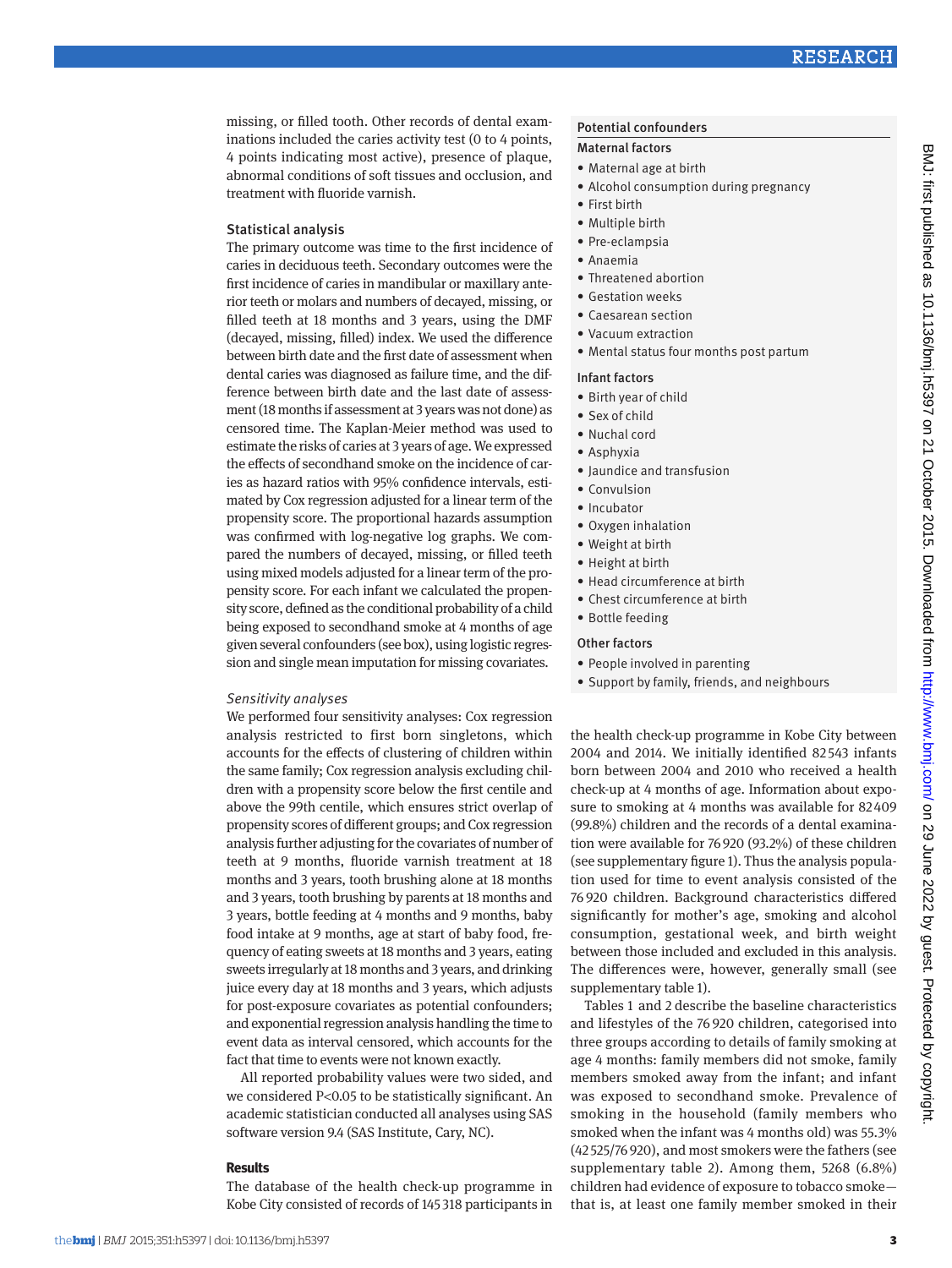missing, or filled tooth. Other records of dental examinations included the caries activity test (0 to 4 points, 4 points indicating most active), presence of plaque, abnormal conditions of soft tissues and occlusion, and treatment with fluoride varnish.

## Statistical analysis

The primary outcome was time to the first incidence of caries in deciduous teeth. Secondary outcomes were the first incidence of caries in mandibular or maxillary anterior teeth or molars and numbers of decayed, missing, or filled teeth at 18 months and 3 years, using the DMF (decayed, missing, filled) index. We used the difference between birth date and the first date of assessment when dental caries was diagnosed as failure time, and the difference between birth date and the last date of assessment (18 months if assessment at 3 years was not done) as censored time. The Kaplan-Meier method was used to estimate the risks of caries at 3 years of age. We expressed the effects of secondhand smoke on the incidence of caries as hazard ratios with 95% confidence intervals, estimated by Cox regression adjusted for a linear term of the propensity score. The proportional hazards assumption was confirmed with log-negative log graphs. We compared the numbers of decayed, missing, or filled teeth using mixed models adjusted for a linear term of the propensity score. For each infant we calculated the propensity score, defined as the conditional probability of a child being exposed to secondhand smoke at 4 months of age given several confounders (see box), using logistic regression and single mean imputation for missing covariates.

### *Sensitivity analyses*

We performed four sensitivity analyses: Cox regression analysis restricted to first born singletons, which accounts for the effects of clustering of children within the same family; Cox regression analysis excluding children with a propensity score below the first centile and above the 99th centile, which ensures strict overlap of propensity scores of different groups; and Cox regression analysis further adjusting for the covariates of number of teeth at 9 months, fluoride varnish treatment at 18 months and 3 years, tooth brushing alone at 18 months and 3 years, tooth brushing by parents at 18 months and 3 years, bottle feeding at 4 months and 9 months, baby food intake at 9 months, age at start of baby food, frequency of eating sweets at 18 months and 3 years, eating sweets irregularly at 18 months and 3 years, and drinking juice every day at 18 months and 3 years, which adjusts for post-exposure covariates as potential confounders; and exponential regression analysis handling the time to event data as interval censored, which accounts for the fact that time to events were not known exactly.

All reported probability values were two sided, and we considered P<0.05 to be statistically significant. An academic statistician conducted all analyses using SAS software version 9.4 (SAS Institute, Cary, NC).

> **Potential confounders**
>
> **Maternal factors**
> - Maternal age at birth
> - Alcohol consumption during pregnancy
> - First birth
> - Multiple birth
> - Pre-eclampsia
> - Anaemia
> - Threatened abortion
> - Gestation weeks
> - Caesarean section
> - Vacuum extraction
> - Mental status four months post partum
>
> **Infant factors**
> - Birth year of child
> - Sex of child
> - Nuchal cord
> - Asphyxia
> - Jaundice and transfusion
> - Convulsion
> - Incubator
> - Oxygen inhalation
> - Weight at birth
> - Height at birth
> - Head circumference at birth
> - Chest circumference at birth
> - Bottle feeding
>
> **Other factors**
> - People involved in parenting
> - Support by family, friends, and neighbours

## Results

The database of the health check-up programme in Kobe City consisted of records of 145 318 participants in the health check-up programme in Kobe City between 2004 and 2014. We initially identified 82 543 infants born between 2004 and 2010 who received a health check-up at 4 months of age. Information about exposure to smoking at 4 months was available for 82 409 (99.8%) children and the records of a dental examination were available for 76 920 (93.2%) of these children (see supplementary figure 1). Thus the analysis population used for time to event analysis consisted of the 76 920 children. Background characteristics differed significantly for mother's age, smoking and alcohol consumption, gestational week, and birth weight between those included and excluded in this analysis. The differences were, however, generally small (see supplementary table 1).

Tables 1 and 2 describe the baseline characteristics and lifestyles of the 76 920 children, categorised into three groups according to details of family smoking at age 4 months: family members did not smoke, family members smoked away from the infant; and infant was exposed to secondhand smoke. Prevalence of smoking in the household (family members who smoked when the infant was 4 months old) was 55.3% (42 525/76 920), and most smokers were the fathers (see supplementary table 2). Among them, 5268 (6.8%) children had evidence of exposure to tobacco smoke—that is, at least one family member smoked in their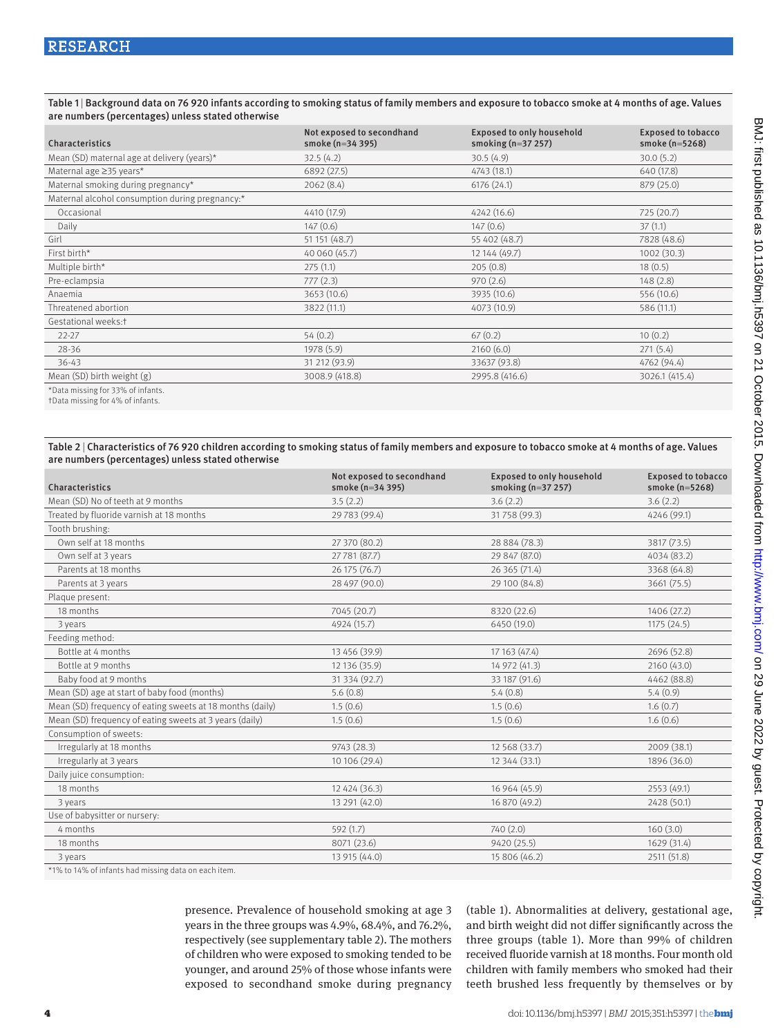**Table 1** | Background data on 76 920 infants according to smoking status of family members and exposure to tobacco smoke at 4 months of age. Values are numbers (percentages) unless stated otherwise

| Characteristics | Not exposed to secondhand smoke (n=34 395) | Exposed to only household smoking (n=37 257) | Exposed to tobacco smoke (n=5268) |
|---|---|---|---|
| Mean (SD) maternal age at delivery (years)* | 32.5 (4.2) | 30.5 (4.9) | 30.0 (5.2) |
| Maternal age ≥35 years* | 6892 (27.5) | 4743 (18.1) | 640 (17.8) |
| Maternal smoking during pregnancy* | 2062 (8.4) | 6176 (24.1) | 879 (25.0) |
| Maternal alcohol consumption during pregnancy:* | | | |
| Occasional | 4410 (17.9) | 4242 (16.6) | 725 (20.7) |
| Daily | 147 (0.6) | 147 (0.6) | 37 (1.1) |
| Girl | 51 151 (48.7) | 55 402 (48.7) | 7828 (48.6) |
| First birth* | 40 060 (45.7) | 12 144 (49.7) | 1002 (30.3) |
| Multiple birth* | 275 (1.1) | 205 (0.8) | 18 (0.5) |
| Pre-eclampsia | 777 (2.3) | 970 (2.6) | 148 (2.8) |
| Anaemia | 3653 (10.6) | 3935 (10.6) | 556 (10.6) |
| Threatened abortion | 3822 (11.1) | 4073 (10.9) | 586 (11.1) |
| Gestational weeks:† | | | |
| 22-27 | 54 (0.2) | 67 (0.2) | 10 (0.2) |
| 28-36 | 1978 (5.9) | 2160 (6.0) | 271 (5.4) |
| 36-43 | 31 212 (93.9) | 33637 (93.8) | 4762 (94.4) |
| Mean (SD) birth weight (g) | 3008.9 (418.8) | 2995.8 (416.6) | 3026.1 (415.4) |

*Data missing for 33% of infants.
†Data missing for 4% of infants.

**Table 2** | Characteristics of 76 920 children according to smoking status of family members and exposure to tobacco smoke at 4 months of age. Values are numbers (percentages) unless stated otherwise

| Characteristics | Not exposed to secondhand smoke (n=34 395) | Exposed to only household smoking (n=37 257) | Exposed to tobacco smoke (n=5268) |
|---|---|---|---|
| Mean (SD) No of teeth at 9 months | 3.5 (2.2) | 3.6 (2.2) | 3.6 (2.2) |
| Treated by fluoride varnish at 18 months | 29 783 (99.4) | 31 758 (99.3) | 4246 (99.1) |
| Tooth brushing: | | | |
| Own self at 18 months | 27 370 (80.2) | 28 884 (78.3) | 3817 (73.5) |
| Own self at 3 years | 27 781 (87.7) | 29 847 (87.0) | 4034 (83.2) |
| Parents at 18 months | 26 175 (76.7) | 26 365 (71.4) | 3368 (64.8) |
| Parents at 3 years | 28 497 (90.0) | 29 100 (84.8) | 3661 (75.5) |
| Plaque present: | | | |
| 18 months | 7045 (20.7) | 8320 (22.6) | 1406 (27.2) |
| 3 years | 4924 (15.7) | 6450 (19.0) | 1175 (24.5) |
| Feeding method: | | | |
| Bottle at 4 months | 13 456 (39.9) | 17 163 (47.4) | 2696 (52.8) |
| Bottle at 9 months | 12 136 (35.9) | 14 972 (41.3) | 2160 (43.0) |
| Baby food at 9 months | 31 334 (92.7) | 33 187 (91.6) | 4462 (88.8) |
| Mean (SD) age at start of baby food (months) | 5.6 (0.8) | 5.4 (0.8) | 5.4 (0.9) |
| Mean (SD) frequency of eating sweets at 18 months (daily) | 1.5 (0.6) | 1.5 (0.6) | 1.6 (0.7) |
| Mean (SD) frequency of eating sweets at 3 years (daily) | 1.5 (0.6) | 1.5 (0.6) | 1.6 (0.6) |
| Consumption of sweets: | | | |
| Irregularly at 18 months | 9743 (28.3) | 12 568 (33.7) | 2009 (38.1) |
| Irregularly at 3 years | 10 106 (29.4) | 12 344 (33.1) | 1896 (36.0) |
| Daily juice consumption: | | | |
| 18 months | 12 424 (36.3) | 16 964 (45.9) | 2553 (49.1) |
| 3 years | 13 291 (42.0) | 16 870 (49.2) | 2428 (50.1) |
| Use of babysitter or nursery: | | | |
| 4 months | 592 (1.7) | 740 (2.0) | 160 (3.0) |
| 18 months | 8071 (23.6) | 9420 (25.5) | 1629 (31.4) |
| 3 years | 13 915 (44.0) | 15 806 (46.2) | 2511 (51.8) |

*1% to 14% of infants had missing data on each item.

presence. Prevalence of household smoking at age 3 years in the three groups was 4.9%, 68.4%, and 76.2%, respectively (see supplementary table 2). The mothers of children who were exposed to smoking tended to be younger, and around 25% of those whose infants were exposed to secondhand smoke during pregnancy (table 1). Abnormalities at delivery, gestational age, and birth weight did not differ significantly across the three groups (table 1). More than 99% of children received fluoride varnish at 18 months. Four month old children with family members who smoked had their teeth brushed less frequently by themselves or by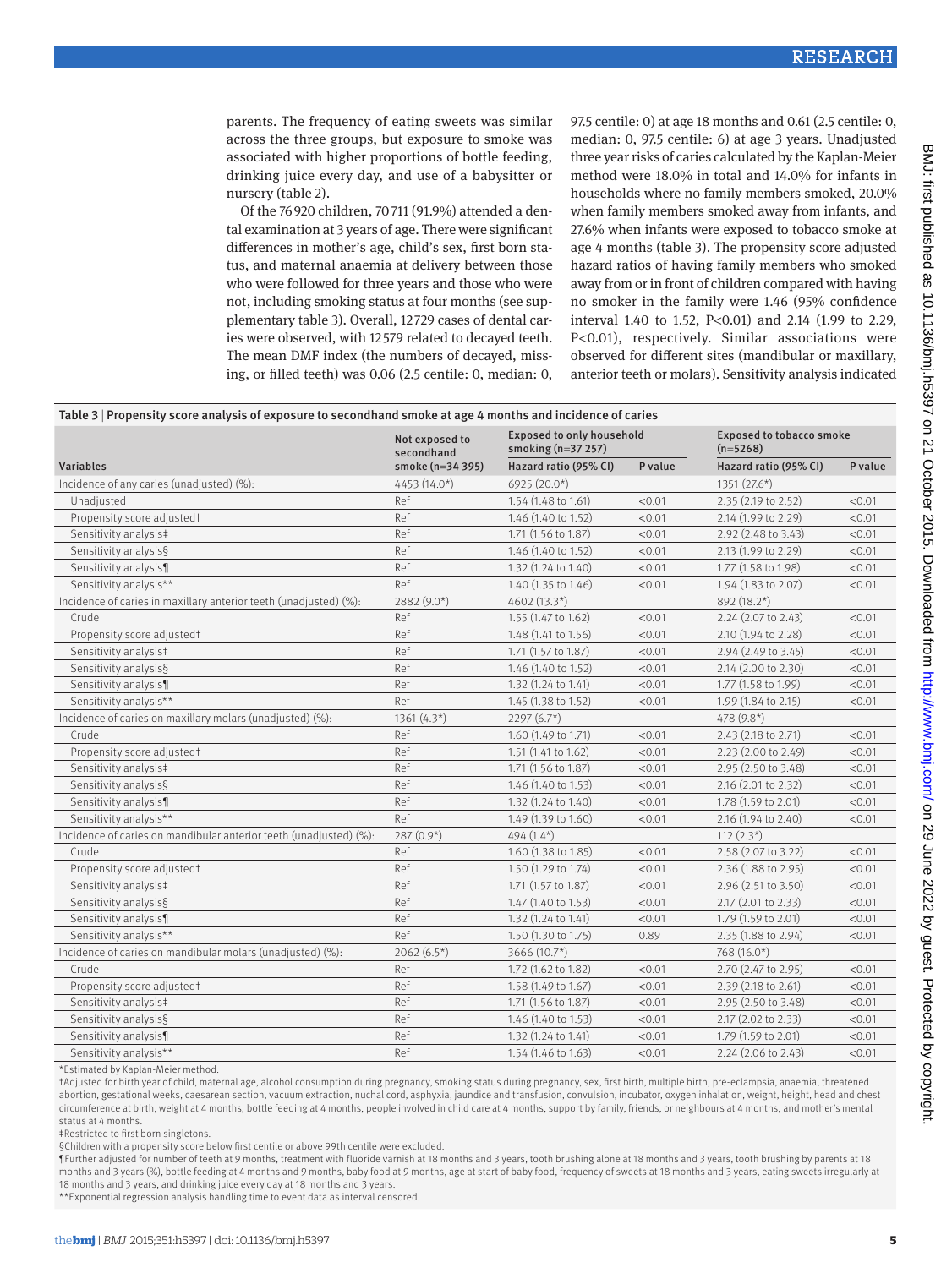parents. The frequency of eating sweets was similar across the three groups, but exposure to smoke was associated with higher proportions of bottle feeding, drinking juice every day, and use of a babysitter or nursery (table 2).

Of the 76 920 children, 70 711 (91.9%) attended a dental examination at 3 years of age. There were significant differences in mother's age, child's sex, first born status, and maternal anaemia at delivery between those who were followed for three years and those who were not, including smoking status at four months (see supplementary table 3). Overall, 12 729 cases of dental caries were observed, with 12 579 related to decayed teeth. The mean DMF index (the numbers of decayed, missing, or filled teeth) was 0.06 (2.5 centile: 0, median: 0, 97.5 centile: 0) at age 18 months and 0.61 (2.5 centile: 0, median: 0, 97.5 centile: 6) at age 3 years. Unadjusted three year risks of caries calculated by the Kaplan-Meier method were 18.0% in total and 14.0% for infants in households where no family members smoked, 20.0% when family members smoked away from infants, and 27.6% when infants were exposed to tobacco smoke at age 4 months (table 3). The propensity score adjusted hazard ratios of having family members who smoked away from or in front of children compared with having no smoker in the family were 1.46 (95% confidence interval 1.40 to 1.52, P<0.01) and 2.14 (1.99 to 2.29, P<0.01), respectively. Similar associations were observed for different sites (mandibular or maxillary, anterior teeth or molars). Sensitivity analysis indicated

**Table 3** | Propensity score analysis of exposure to secondhand smoke at age 4 months and incidence of caries

| Variables | Not exposed to secondhand smoke (n=34 395) | Exposed to only household smoking (n=37 257) | | Exposed to tobacco smoke (n=5268) | |
|---|---|---|---|---|---|
| | | Hazard ratio (95% CI) | P value | Hazard ratio (95% CI) | P value |
| Incidence of any caries (unadjusted) (%): | 4453 (14.0*) | 6925 (20.0*) | | 1351 (27.6*) | |
| Unadjusted | Ref | 1.54 (1.48 to 1.61) | <0.01 | 2.35 (2.19 to 2.52) | <0.01 |
| Propensity score adjusted† | Ref | 1.46 (1.40 to 1.52) | <0.01 | 2.14 (1.99 to 2.29) | <0.01 |
| Sensitivity analysis‡ | Ref | 1.71 (1.56 to 1.87) | <0.01 | 2.92 (2.48 to 3.43) | <0.01 |
| Sensitivity analysis§ | Ref | 1.46 (1.40 to 1.52) | <0.01 | 2.13 (1.99 to 2.29) | <0.01 |
| Sensitivity analysis¶ | Ref | 1.32 (1.24 to 1.40) | <0.01 | 1.77 (1.58 to 1.98) | <0.01 |
| Sensitivity analysis** | Ref | 1.40 (1.35 to 1.46) | <0.01 | 1.94 (1.83 to 2.07) | <0.01 |
| Incidence of caries in maxillary anterior teeth (unadjusted) (%): | 2882 (9.0*) | 4602 (13.3*) | | 892 (18.2*) | |
| Crude | Ref | 1.55 (1.47 to 1.62) | <0.01 | 2.24 (2.07 to 2.43) | <0.01 |
| Propensity score adjusted† | Ref | 1.48 (1.41 to 1.56) | <0.01 | 2.10 (1.94 to 2.28) | <0.01 |
| Sensitivity analysis‡ | Ref | 1.71 (1.57 to 1.87) | <0.01 | 2.94 (2.49 to 3.45) | <0.01 |
| Sensitivity analysis§ | Ref | 1.46 (1.40 to 1.52) | <0.01 | 2.14 (2.00 to 2.30) | <0.01 |
| Sensitivity analysis¶ | Ref | 1.32 (1.24 to 1.41) | <0.01 | 1.77 (1.58 to 1.99) | <0.01 |
| Sensitivity analysis** | Ref | 1.45 (1.38 to 1.52) | <0.01 | 1.99 (1.84 to 2.15) | <0.01 |
| Incidence of caries on maxillary molars (unadjusted) (%): | 1361 (4.3*) | 2297 (6.7*) | | 478 (9.8*) | |
| Crude | Ref | 1.60 (1.49 to 1.71) | <0.01 | 2.43 (2.18 to 2.71) | <0.01 |
| Propensity score adjusted† | Ref | 1.51 (1.41 to 1.62) | <0.01 | 2.23 (2.00 to 2.49) | <0.01 |
| Sensitivity analysis‡ | Ref | 1.71 (1.56 to 1.87) | <0.01 | 2.95 (2.50 to 3.48) | <0.01 |
| Sensitivity analysis§ | Ref | 1.46 (1.40 to 1.53) | <0.01 | 2.16 (2.01 to 2.32) | <0.01 |
| Sensitivity analysis¶ | Ref | 1.32 (1.24 to 1.40) | <0.01 | 1.78 (1.59 to 2.01) | <0.01 |
| Sensitivity analysis** | Ref | 1.49 (1.39 to 1.60) | <0.01 | 2.16 (1.94 to 2.40) | <0.01 |
| Incidence of caries on mandibular anterior teeth (unadjusted) (%): | 287 (0.9*) | 494 (1.4*) | | 112 (2.3*) | |
| Crude | Ref | 1.60 (1.38 to 1.85) | <0.01 | 2.58 (2.07 to 3.22) | <0.01 |
| Propensity score adjusted† | Ref | 1.50 (1.29 to 1.74) | <0.01 | 2.36 (1.88 to 2.95) | <0.01 |
| Sensitivity analysis‡ | Ref | 1.71 (1.57 to 1.87) | <0.01 | 2.96 (2.51 to 3.50) | <0.01 |
| Sensitivity analysis§ | Ref | 1.47 (1.40 to 1.53) | <0.01 | 2.17 (2.01 to 2.33) | <0.01 |
| Sensitivity analysis¶ | Ref | 1.32 (1.24 to 1.41) | <0.01 | 1.79 (1.59 to 2.01) | <0.01 |
| Sensitivity analysis** | Ref | 1.50 (1.30 to 1.75) | 0.89 | 2.35 (1.88 to 2.94) | <0.01 |
| Incidence of caries on mandibular molars (unadjusted) (%): | 2062 (6.5*) | 3666 (10.7*) | | 768 (16.0*) | |
| Crude | Ref | 1.72 (1.62 to 1.82) | <0.01 | 2.70 (2.47 to 2.95) | <0.01 |
| Propensity score adjusted† | Ref | 1.58 (1.49 to 1.67) | <0.01 | 2.39 (2.18 to 2.61) | <0.01 |
| Sensitivity analysis‡ | Ref | 1.71 (1.56 to 1.87) | <0.01 | 2.95 (2.50 to 3.48) | <0.01 |
| Sensitivity analysis§ | Ref | 1.46 (1.40 to 1.53) | <0.01 | 2.17 (2.02 to 2.33) | <0.01 |
| Sensitivity analysis¶ | Ref | 1.32 (1.24 to 1.41) | <0.01 | 1.79 (1.59 to 2.01) | <0.01 |
| Sensitivity analysis** | Ref | 1.54 (1.46 to 1.63) | <0.01 | 2.24 (2.06 to 2.43) | <0.01 |

*Estimated by Kaplan-Meier method.

†Adjusted for birth year of child, maternal age, alcohol consumption during pregnancy, smoking status during pregnancy, sex, first birth, multiple birth, pre-eclampsia, anaemia, threatened abortion, gestational weeks, caesarean section, vacuum extraction, nuchal cord, asphyxia, jaundice and transfusion, convulsion, incubator, oxygen inhalation, weight, height, head and chest circumference at birth, weight at 4 months, bottle feeding at 4 months, people involved in child care at 4 months, support by family, friends, or neighbours at 4 months, and mother's mental status at 4 months.

‡Restricted to first born singletons.

§Children with a propensity score below first centile or above 99th centile were excluded.

¶Further adjusted for number of teeth at 9 months, treatment with fluoride varnish at 18 months and 3 years, tooth brushing alone at 18 months and 3 years, tooth brushing by parents at 18 months and 3 years (%), bottle feeding at 4 months and 9 months, baby food at 9 months, age at start of baby food, frequency of sweets at 18 months and 3 years, eating sweets irregularly at 18 months and 3 years, and drinking juice every day at 18 months and 3 years.

**Exponential regression analysis handling time to event data as interval censored.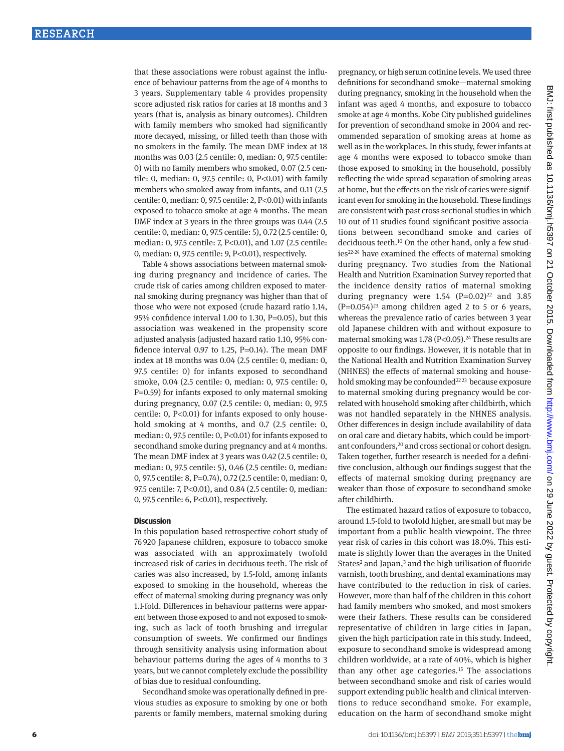that these associations were robust against the influence of behaviour patterns from the age of 4 months to 3 years. Supplementary table 4 provides propensity score adjusted risk ratios for caries at 18 months and 3 years (that is, analysis as binary outcomes). Children with family members who smoked had significantly more decayed, missing, or filled teeth than those with no smokers in the family. The mean DMF index at 18 months was 0.03 (2.5 centile: 0, median: 0, 97.5 centile: 0) with no family members who smoked, 0.07 (2.5 centile: 0, median: 0, 97.5 centile: 0, P<0.01) with family members who smoked away from infants, and 0.11 (2.5 centile: 0, median: 0, 97.5 centile: 2, P<0.01) with infants exposed to tobacco smoke at age 4 months. The mean DMF index at 3 years in the three groups was 0.44 (2.5 centile: 0, median: 0, 97.5 centile: 5), 0.72 (2.5 centile: 0, median: 0, 97.5 centile: 7, P<0.01), and 1.07 (2.5 centile: 0, median: 0, 97.5 centile: 9, P<0.01), respectively.

Table 4 shows associations between maternal smoking during pregnancy and incidence of caries. The crude risk of caries among children exposed to maternal smoking during pregnancy was higher than that of those who were not exposed (crude hazard ratio 1.14, 95% confidence interval 1.00 to 1.30, P=0.05), but this association was weakened in the propensity score adjusted analysis (adjusted hazard ratio 1.10, 95% confidence interval 0.97 to 1.25, P=0.14). The mean DMF index at 18 months was 0.04 (2.5 centile: 0, median: 0, 97.5 centile: 0) for infants exposed to secondhand smoke, 0.04 (2.5 centile: 0, median: 0, 97.5 centile: 0, P=0.59) for infants exposed to only maternal smoking during pregnancy, 0.07 (2.5 centile: 0, median: 0, 97.5 centile: 0, P<0.01) for infants exposed to only household smoking at 4 months, and 0.7 (2.5 centile: 0, median: 0, 97.5 centile: 0, P<0.01) for infants exposed to secondhand smoke during pregnancy and at 4 months. The mean DMF index at 3 years was 0.42 (2.5 centile: 0, median: 0, 97.5 centile: 5), 0.46 (2.5 centile: 0, median: 0, 97.5 centile: 8, P=0.74), 0.72 (2.5 centile: 0, median: 0, 97.5 centile: 7, P<0.01), and 0.84 (2.5 centile: 0, median: 0, 97.5 centile: 6, P<0.01), respectively.

## Discussion

In this population based retrospective cohort study of 76 920 Japanese children, exposure to tobacco smoke was associated with an approximately twofold increased risk of caries in deciduous teeth. The risk of caries was also increased, by 1.5-fold, among infants exposed to smoking in the household, whereas the effect of maternal smoking during pregnancy was only 1.1-fold. Differences in behaviour patterns were apparent between those exposed to and not exposed to smoking, such as lack of tooth brushing and irregular consumption of sweets. We confirmed our findings through sensitivity analysis using information about behaviour patterns during the ages of 4 months to 3 years, but we cannot completely exclude the possibility of bias due to residual confounding.

Secondhand smoke was operationally defined in previous studies as exposure to smoking by one or both parents or family members, maternal smoking during pregnancy, or high serum cotinine levels. We used three definitions for secondhand smoke—maternal smoking during pregnancy, smoking in the household when the infant was aged 4 months, and exposure to tobacco smoke at age 4 months. Kobe City published guidelines for prevention of secondhand smoke in 2004 and recommended separation of smoking areas at home as well as in the workplaces. In this study, fewer infants at age 4 months were exposed to tobacco smoke than those exposed to smoking in the household, possibly reflecting the wide spread separation of smoking areas at home, but the effects on the risk of caries were significant even for smoking in the household. These findings are consistent with past cross sectional studies in which 10 out of 11 studies found significant positive associations between secondhand smoke and caries of deciduous teeth.[10] On the other hand, only a few studies[22-24] have examined the effects of maternal smoking during pregnancy. Two studies from the National Health and Nutrition Examination Survey reported that the incidence density ratios of maternal smoking during pregnancy were 1.54 (P=0.02)[22] and 3.85 (P=0.054)[23] among children aged 2 to 5 or 6 years, whereas the prevalence ratio of caries between 3 year old Japanese children with and without exposure to maternal smoking was 1.78 (P<0.05).[24] These results are opposite to our findings. However, it is notable that in the National Health and Nutrition Examination Survey (NHANES) the effects of maternal smoking and household smoking may be confounded[22,23] because exposure to maternal smoking during pregnancy would be correlated with household smoking after childbirth, which was not handled separately in the NHNES analysis. Other differences in design include availability of data on oral care and dietary habits, which could be important confounders,[20] and cross sectional or cohort design. Taken together, further research is needed for a definitive conclusion, although our findings suggest that the effects of maternal smoking during pregnancy are weaker than those of exposure to secondhand smoke after childbirth.

The estimated hazard ratios of exposure to tobacco, around 1.5-fold to twofold higher, are small but may be important from a public health viewpoint. The three year risk of caries in this cohort was 18.0%. This estimate is slightly lower than the averages in the United States[2] and Japan,[3] and the high utilisation of fluoride varnish, tooth brushing, and dental examinations may have contributed to the reduction in risk of caries. However, more than half of the children in this cohort had family members who smoked, and most smokers were their fathers. These results can be considered representative of children in large cities in Japan, given the high participation rate in this study. Indeed, exposure to secondhand smoke is widespread among children worldwide, at a rate of 40%, which is higher than any other age categories.[15] The associations between secondhand smoke and risk of caries would support extending public health and clinical interventions to reduce secondhand smoke. For example, education on the harm of secondhand smoke might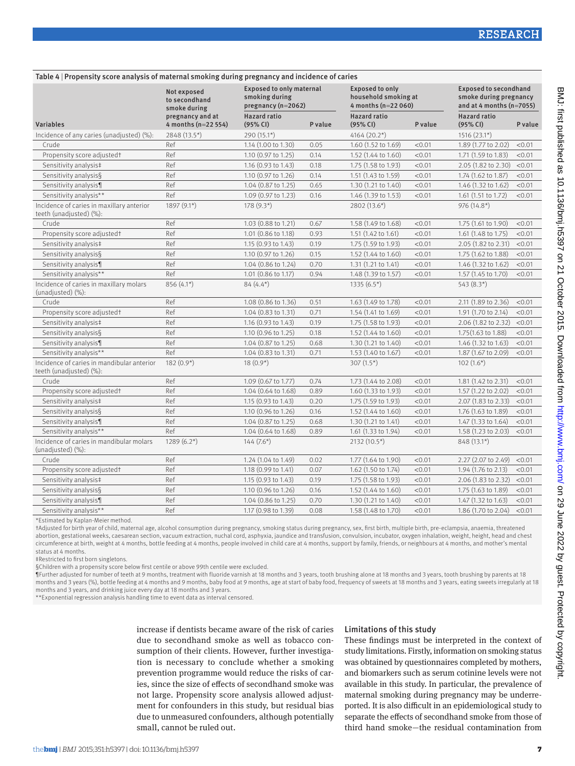**Table 4 | Propensity score analysis of maternal smoking during pregnancy and incidence of caries**

| Variables | Not exposed to secondhand smoke during pregnancy and at 4 months (n=22 554) | Exposed to only maternal smoking during pregnancy (n=2062) Hazard ratio (95% CI) | P value | Exposed to only household smoking at 4 months (n=22 060) Hazard ratio (95% CI) | P value | Exposed to secondhand smoke during pregnancy and at 4 months (n=7055) Hazard ratio (95% CI) | P value |
|---|---|---|---|---|---|---|---|
| Incidence of any caries (unadjusted) (%): | 2848 (13.5*) | 290 (15.1*) | | 4164 (20.2*) | | 1516 (23.1*) | |
| Crude | Ref | 1.14 (1.00 to 1.30) | 0.05 | 1.60 (1.52 to 1.69) | <0.01 | 1.89 (1.77 to 2.02) | <0.01 |
| Propensity score adjusted† | Ref | 1.10 (0.97 to 1.25) | 0.14 | 1.52 (1.44 to 1.60) | <0.01 | 1.71 (1.59 to 1.83) | <0.01 |
| Sensitivity analysis‡ | Ref | 1.16 (0.93 to 1.43) | 0.18 | 1.75 (1.58 to 1.93) | <0.01 | 2.05 (1.82 to 2.30) | <0.01 |
| Sensitivity analysis§ | Ref | 1.10 (0.97 to 1.26) | 0.14 | 1.51 (1.43 to 1.59) | <0.01 | 1.74 (1.62 to 1.87) | <0.01 |
| Sensitivity analysis¶ | Ref | 1.04 (0.87 to 1.25) | 0.65 | 1.30 (1.21 to 1.40) | <0.01 | 1.46 (1.32 to 1.62) | <0.01 |
| Sensitivity analysis** | Ref | 1.09 (0.97 to 1.23) | 0.16 | 1.46 (1.39 to 1.53) | <0.01 | 1.61 (1.51 to 1.72) | <0.01 |
| Incidence of caries in maxillary anterior teeth (unadjusted) (%): | 1897 (9.1*) | 178 (9.3*) | | 2802 (13.6*) | | 976 (14.8*) | |
| Crude | Ref | 1.03 (0.88 to 1.21) | 0.67 | 1.58 (1.49 to 1.68) | <0.01 | 1.75 (1.61 to 1.90) | <0.01 |
| Propensity score adjusted† | Ref | 1.01 (0.86 to 1.18) | 0.93 | 1.51 (1.42 to 1.61) | <0.01 | 1.61 (1.48 to 1.75) | <0.01 |
| Sensitivity analysis‡ | Ref | 1.15 (0.93 to 1.43) | 0.19 | 1.75 (1.59 to 1.93) | <0.01 | 2.05 (1.82 to 2.31) | <0.01 |
| Sensitivity analysis§ | Ref | 1.10 (0.97 to 1.26) | 0.15 | 1.52 (1.44 to 1.60) | <0.01 | 1.75 (1.62 to 1.88) | <0.01 |
| Sensitivity analysis¶ | Ref | 1.04 (0.86 to 1.24) | 0.70 | 1.31 (1.21 to 1.41) | <0.01 | 1.46 (1.32 to 1.62) | <0.01 |
| Sensitivity analysis** | Ref | 1.01 (0.86 to 1.17) | 0.94 | 1.48 (1.39 to 1.57) | <0.01 | 1.57 (1.45 to 1.70) | <0.01 |
| Incidence of caries in maxillary molars (unadjusted) (%): | 856 (4.1*) | 84 (4.4*) | | 1335 (6.5*) | | 543 (8.3*) | |
| Crude | Ref | 1.08 (0.86 to 1.36) | 0.51 | 1.63 (1.49 to 1.78) | <0.01 | 2.11 (1.89 to 2.36) | <0.01 |
| Propensity score adjusted† | Ref | 1.04 (0.83 to 1.31) | 0.71 | 1.54 (1.41 to 1.69) | <0.01 | 1.91 (1.70 to 2.14) | <0.01 |
| Sensitivity analysis‡ | Ref | 1.16 (0.93 to 1.43) | 0.19 | 1.75 (1.58 to 1.93) | <0.01 | 2.06 (1.82 to 2.32) | <0.01 |
| Sensitivity analysis§ | Ref | 1.10 (0.96 to 1.25) | 0.18 | 1.52 (1.44 to 1.60) | <0.01 | 1.75(1.63 to 1.88) | <0.01 |
| Sensitivity analysis¶ | Ref | 1.04 (0.87 to 1.25) | 0.68 | 1.30 (1.21 to 1.40) | <0.01 | 1.46 (1.32 to 1.63) | <0.01 |
| Sensitivity analysis** | Ref | 1.04 (0.83 to 1.31) | 0.71 | 1.53 (1.40 to 1.67) | <0.01 | 1.87 (1.67 to 2.09) | <0.01 |
| Incidence of caries in mandibular anterior teeth (unadjusted) (%): | 182 (0.9*) | 18 (0.9*) | | 307 (1.5*) | | 102 (1.6*) | |
| Crude | Ref | 1.09 (0.67 to 1.77) | 0.74 | 1.73 (1.44 to 2.08) | <0.01 | 1.81 (1.42 to 2.31) | <0.01 |
| Propensity score adjusted† | Ref | 1.04 (0.64 to 1.68) | 0.89 | 1.60 (1.33 to 1.93) | <0.01 | 1.57 (1.22 to 2.02) | <0.01 |
| Sensitivity analysis‡ | Ref | 1.15 (0.93 to 1.43) | 0.20 | 1.75 (1.59 to 1.93) | <0.01 | 2.07 (1.83 to 2.33) | <0.01 |
| Sensitivity analysis§ | Ref | 1.10 (0.96 to 1.26) | 0.16 | 1.52 (1.44 to 1.60) | <0.01 | 1.76 (1.63 to 1.89) | <0.01 |
| Sensitivity analysis¶ | Ref | 1.04 (0.87 to 1.25) | 0.68 | 1.30 (1.21 to 1.41) | <0.01 | 1.47 (1.33 to 1.64) | <0.01 |
| Sensitivity analysis** | Ref | 1.04 (0.64 to 1.68) | 0.89 | 1.61 (1.33 to 1.94) | <0.01 | 1.58 (1.23 to 2.03) | <0.01 |
| Incidence of caries in mandibular molars (unadjusted) (%): | 1289 (6.2*) | 144 (7.6*) | | 2132 (10.5*) | | 848 (13.1*) | |
| Crude | Ref | 1.24 (1.04 to 1.49) | 0.02 | 1.77 (1.64 to 1.90) | <0.01 | 2.27 (2.07 to 2.49) | <0.01 |
| Propensity score adjusted† | Ref | 1.18 (0.99 to 1.41) | 0.07 | 1.62 (1.50 to 1.74) | <0.01 | 1.94 (1.76 to 2.13) | <0.01 |
| Sensitivity analysis‡ | Ref | 1.15 (0.93 to 1.43) | 0.19 | 1.75 (1.58 to 1.93) | <0.01 | 2.06 (1.83 to 2.32) | <0.01 |
| Sensitivity analysis§ | Ref | 1.10 (0.96 to 1.26) | 0.16 | 1.52 (1.44 to 1.60) | <0.01 | 1.75 (1.63 to 1.89) | <0.01 |
| Sensitivity analysis¶ | Ref | 1.04 (0.86 to 1.25) | 0.70 | 1.30 (1.21 to 1.40) | <0.01 | 1.47 (1.32 to 1.63) | <0.01 |
| Sensitivity analysis** | Ref | 1.17 (0.98 to 1.39) | 0.08 | 1.58 (1.48 to 1.70) | <0.01 | 1.86 (1.70 to 2.04) | <0.01 |

*Estimated by Kaplan-Meier method.
†Adjusted for birth year of child, maternal age, alcohol consumption during pregnancy, smoking status during pregnancy, sex, first birth, multiple birth, pre-eclampsia, anaemia, threatened abortion, gestational weeks, caesarean section, vacuum extraction, nuchal cord, asphyxia, jaundice and transfusion, convulsion, incubator, oxygen inhalation, weight, height, head and chest circumference at birth, weight at 4 months, bottle feeding at 4 months, people involved in child care at 4 months, support by family, friends, or neighbours at 4 months, and mother's mental status at 4 months.
‡Restricted to first born singletons.
§Children with a propensity score below first centile or above 99th centile were excluded.
¶Further adjusted for number of teeth at 9 months, treatment with fluoride varnish at 18 months and 3 years, tooth brushing alone at 18 months and 3 years, tooth brushing by parents at 18 months and 3 years (%), bottle feeding at 4 months and 9 months, baby food at 9 months, age at start of baby food, frequency of sweets at 18 months and 3 years, eating sweets irregularly at 18 months and 3 years, and drinking juice every day at 18 months and 3 years.
**Exponential regression analysis handling time to event data as interval censored.

increase if dentists became aware of the risk of caries due to secondhand smoke as well as tobacco consumption of their clients. However, further investigation is necessary to conclude whether a smoking prevention programme would reduce the risks of caries, since the size of effects of secondhand smoke was not large. Propensity score analysis allowed adjustment for confounders in this study, but residual bias due to unmeasured confounders, although potentially small, cannot be ruled out.

### Limitations of this study

These findings must be interpreted in the context of study limitations. Firstly, information on smoking status was obtained by questionnaires completed by mothers, and biomarkers such as serum cotinine levels were not available in this study. In particular, the prevalence of maternal smoking during pregnancy may be underreported. It is also difficult in an epidemiological study to separate the effects of secondhand smoke from those of third hand smoke—the residual contamination from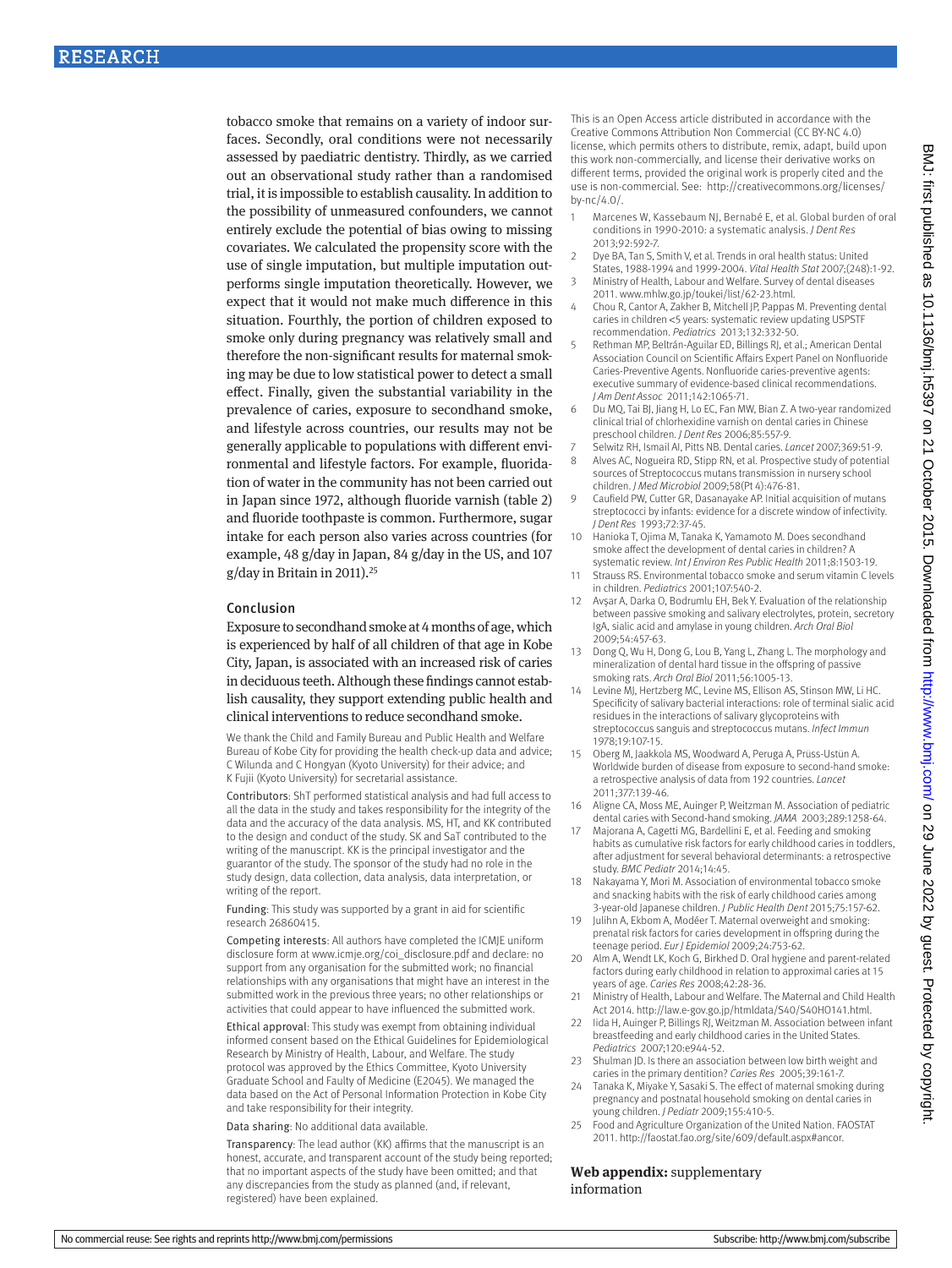tobacco smoke that remains on a variety of indoor surfaces. Secondly, oral conditions were not necessarily assessed by paediatric dentistry. Thirdly, as we carried out an observational study rather than a randomised trial, it is impossible to establish causality. In addition to the possibility of unmeasured confounders, we cannot entirely exclude the potential of bias owing to missing covariates. We calculated the propensity score with the use of single imputation, but multiple imputation outperforms single imputation theoretically. However, we expect that it would not make much difference in this situation. Fourthly, the portion of children exposed to smoke only during pregnancy was relatively small and therefore the non-significant results for maternal smoking may be due to low statistical power to detect a small effect. Finally, given the substantial variability in the prevalence of caries, exposure to secondhand smoke, and lifestyle across countries, our results may not be generally applicable to populations with different environmental and lifestyle factors. For example, fluoridation of water in the community has not been carried out in Japan since 1972, although fluoride varnish (table 2) and fluoride toothpaste is common. Furthermore, sugar intake for each person also varies across countries (for example, 48 g/day in Japan, 84 g/day in the US, and 107 g/day in Britain in 2011).[25]

## Conclusion

Exposure to secondhand smoke at 4 months of age, which is experienced by half of all children of that age in Kobe City, Japan, is associated with an increased risk of caries in deciduous teeth. Although these findings cannot establish causality, they support extending public health and clinical interventions to reduce secondhand smoke.

We thank the Child and Family Bureau and Public Health and Welfare Bureau of Kobe City for providing the health check-up data and advice; C Wilunda and C Hongyan (Kyoto University) for their advice; and K Fujii (Kyoto University) for secretarial assistance.

Contributors: ShT performed statistical analysis and had full access to all the data in the study and takes responsibility for the integrity of the data and the accuracy of the data analysis. MS, HT, and KK contributed to the design and conduct of the study. SK and SaT contributed to the writing of the manuscript. KK is the principal investigator and the guarantor of the study. The sponsor of the study had no role in the study design, data collection, data analysis, data interpretation, or writing of the report.

Funding: This study was supported by a grant in aid for scientific research 26860415.

Competing interests: All authors have completed the ICMJE uniform disclosure form at www.icmje.org/coi_disclosure.pdf and declare: no support from any organisation for the submitted work; no financial relationships with any organisations that might have an interest in the submitted work in the previous three years; no other relationships or activities that could appear to have influenced the submitted work.

Ethical approval: This study was exempt from obtaining individual informed consent based on the Ethical Guidelines for Epidemiological Research by Ministry of Health, Labour, and Welfare. The study protocol was approved by the Ethics Committee, Kyoto University Graduate School and Faculty of Medicine (E2045). We managed the data based on the Act of Personal Information Protection in Kobe City and take responsibility for their integrity.

Data sharing: No additional data available.

Transparency: The lead author (KK) affirms that the manuscript is an honest, accurate, and transparent account of the study being reported; that no important aspects of the study have been omitted; and that any discrepancies from the study as planned (and, if relevant, registered) have been explained.

This is an Open Access article distributed in accordance with the Creative Commons Attribution Non Commercial (CC BY-NC 4.0) license, which permits others to distribute, remix, adapt, build upon this work non-commercially, and license their derivative works on different terms, provided the original work is properly cited and the use is non-commercial. See: http://creativecommons.org/licenses/by-nc/4.0/.

1. Marcenes W, Kassebaum NJ, Bernabé E, et al. Global burden of oral conditions in 1990-2010: a systematic analysis. *J Dent Res* 2013;92:592-7.
2. Dye BA, Tan S, Smith V, et al. Trends in oral health status: United States, 1988-1994 and 1999-2004. *Vital Health Stat* 2007;(248):1-92.
3. Ministry of Health, Labour and Welfare. Survey of dental diseases 2011. www.mhlw.go.jp/toukei/list/62-23.html.
4. Chou R, Cantor A, Zakher B, Mitchell JP, Pappas M. Preventing dental caries in children <5 years: systematic review updating USPSTF recommendation. *Pediatrics* 2013;132:332-50.
5. Rethman MP, Beltrán-Aguilar ED, Billings RJ, et al.; American Dental Association Council on Scientific Affairs Expert Panel on Nonfluoride Caries-Preventive Agents. Nonfluoride caries-preventive agents: executive summary of evidence-based clinical recommendations. *J Am Dent Assoc* 2011;142:1065-71.
6. Du MQ, Tai BJ, Jiang H, Lo EC, Fan MW, Bian Z. A two-year randomized clinical trial of chlorhexidine varnish on dental caries in Chinese preschool children. *J Dent Res* 2006;85:557-9.
7. Selwitz RH, Ismail AI, Pitts NB. Dental caries. *Lancet* 2007;369:51-9.
8. Alves AC, Nogueira RD, Stipp RN, et al. Prospective study of potential sources of Streptococcus mutans transmission in nursery school children. *J Med Microbiol* 2009;58(Pt 4):476-81.
9. Caufield PW, Cutter GR, Dasanayake AP. Initial acquisition of mutans streptococci by infants: evidence for a discrete window of infectivity. *J Dent Res* 1993;72:37-45.
10. Hanioka T, Ojima M, Tanaka K, Yamamoto M. Does secondhand smoke affect the development of dental caries in children? A systematic review. *Int J Environ Res Public Health* 2011;8:1503-19.
11. Strauss RS. Environmental tobacco smoke and serum vitamin C levels in children. *Pediatrics* 2001;107:540-2.
12. Avşar A, Darka O, Bodrumlu EH, Bek Y. Evaluation of the relationship between passive smoking and salivary electrolytes, protein, secretory IgA, sialic acid and amylase in young children. *Arch Oral Biol* 2009;54:457-63.
13. Dong Q, Wu H, Dong G, Lou B, Yang L, Zhang L. The morphology and mineralization of dental hard tissue in the offspring of passive smoking rats. *Arch Oral Biol* 2011;56:1005-13.
14. Levine MJ, Hertzberg MC, Levine MS, Ellison AS, Stinson MW, Li HC. Specificity of salivary bacterial interactions: role of terminal sialic acid residues in the interactions of salivary glycoproteins with streptococcus sanguis and streptococcus mutans. *Infect Immun* 1978;19:107-15.
15. Oberg M, Jaakkola MS, Woodward A, Peruga A, Prüss-Ustün A. Worldwide burden of disease from exposure to second-hand smoke: a retrospective analysis of data from 192 countries. *Lancet* 2011;377:139-46.
16. Aligne CA, Moss ME, Auinger P, Weitzman M. Association of pediatric dental caries with Second-hand smoking. *JAMA* 2003;289:1258-64.
17. Majorana A, Cagetti MG, Bardellini E, et al. Feeding and smoking habits as cumulative risk factors for early childhood caries in toddlers, after adjustment for several behavioral determinants: a retrospective study. *BMC Pediatr* 2014;14:45.
18. Nakayama Y, Mori M. Association of environmental tobacco smoke and snacking habits with the risk of early childhood caries among 3-year-old Japanese children. *J Public Health Dent* 2015;75:157-62.
19. Julihn A, Ekbom A, Modéer T. Maternal overweight and smoking: prenatal risk factors for caries development in offspring during the teenage period. *Eur J Epidemiol* 2009;24:753-62.
20. Alm A, Wendt LK, Koch G, Birkhed D. Oral hygiene and parent-related factors during early childhood in relation to approximal caries at 15 years of age. *Caries Res* 2008;42:28-36.
21. Ministry of Health, Labour and Welfare. The Maternal and Child Health Act 2014. http://law.e-gov.go.jp/htmldata/S40/S40HO141.html.
22. Iida H, Auinger P, Billings RJ, Weitzman M. Association between infant breastfeeding and early childhood caries in the United States. *Pediatrics* 2007;120:e944-52.
23. Shulman JD. Is there an association between low birth weight and caries in the primary dentition? *Caries Res* 2005;39:161-7.
24. Tanaka K, Miyake Y, Sasaki S. The effect of maternal smoking during pregnancy and postnatal household smoking on dental caries in young children. *J Pediatr* 2009;155:410-5.
25. Food and Agriculture Organization of the United Nation. FAOSTAT 2011. http://faostat.fao.org/site/609/default.aspx#ancor.

**Web appendix:** supplementary information